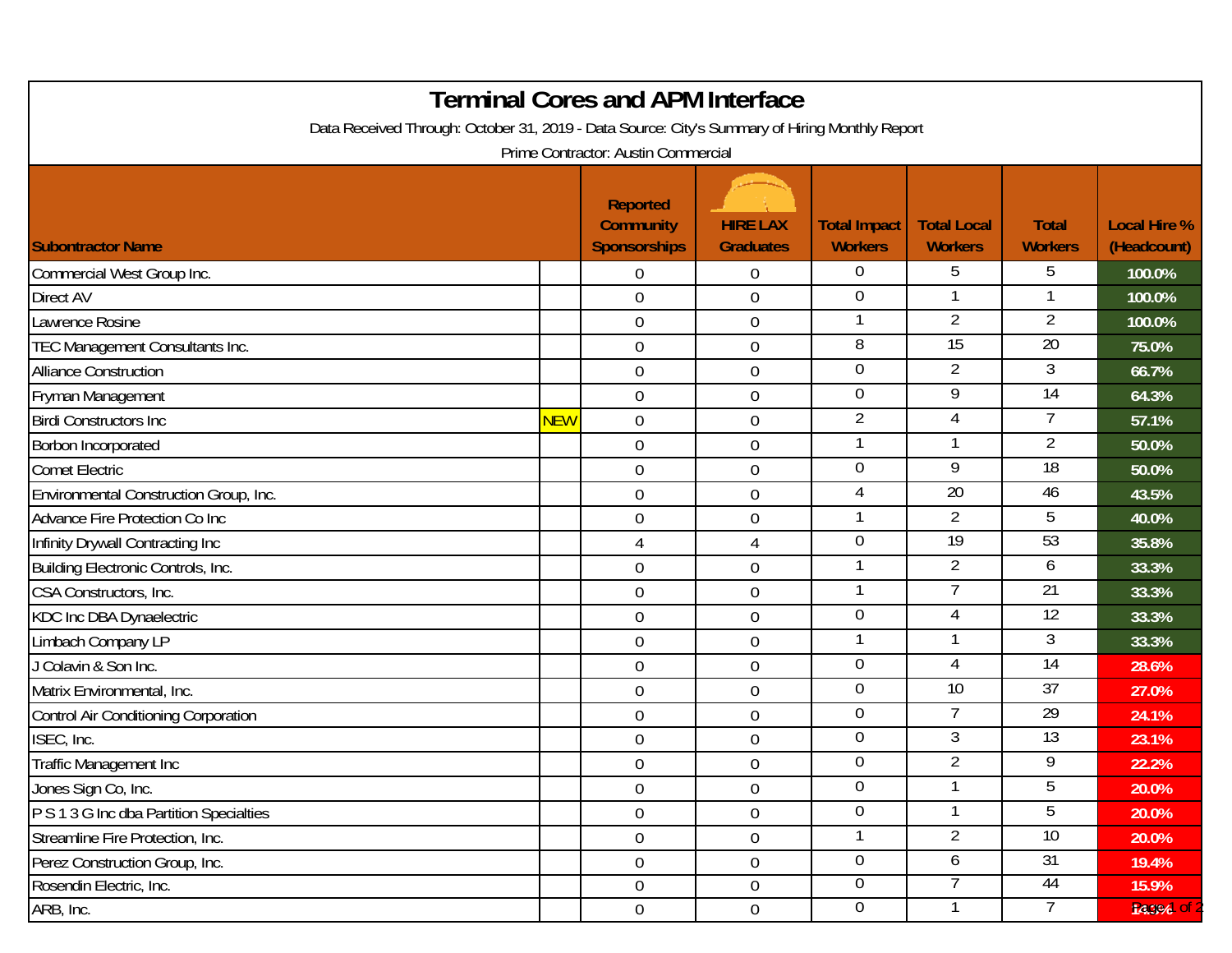# Terminal Cores and APM Interface

Data Received Through: October 31, 2019 - Data Source: City's Summary of Hiring Monthly Report

Prime Contractor: Austin Commercial

| Subcontractor Name | | Reported Community Sponsorships | HIRE LAX Graduates | Total Impact Workers | Total Local Workers | Total Workers | Local Hire % (Headcount) |
|---|---|---|---|---|---|---|---|
| Commercial West Group Inc. | | 0 | 0 | 0 | 5 | 5 | 100.0% |
| Direct AV | | 0 | 0 | 0 | 1 | 1 | 100.0% |
| Lawrence Rosine | | 0 | 0 | 1 | 2 | 2 | 100.0% |
| TEC Management Consultants Inc. | | 0 | 0 | 8 | 15 | 20 | 75.0% |
| Alliance Construction | | 0 | 0 | 0 | 2 | 3 | 66.7% |
| Fryman Management | | 0 | 0 | 0 | 9 | 14 | 64.3% |
| Birdi Constructors Inc | NEW | 0 | 0 | 2 | 4 | 7 | 57.1% |
| Borbon Incorporated | | 0 | 0 | 1 | 1 | 2 | 50.0% |
| Comet Electric | | 0 | 0 | 0 | 9 | 18 | 50.0% |
| Environmental Construction Group, Inc. | | 0 | 0 | 4 | 20 | 46 | 43.5% |
| Advance Fire Protection Co Inc | | 0 | 0 | 1 | 2 | 5 | 40.0% |
| Infinity Drywall Contracting Inc | | 4 | 4 | 0 | 19 | 53 | 35.8% |
| Building Electronic Controls, Inc. | | 0 | 0 | 1 | 2 | 6 | 33.3% |
| CSA Constructors, Inc. | | 0 | 0 | 1 | 7 | 21 | 33.3% |
| KDC Inc DBA Dynaelectric | | 0 | 0 | 0 | 4 | 12 | 33.3% |
| Limbach Company LP | | 0 | 0 | 1 | 1 | 3 | 33.3% |
| J Colavin & Son Inc. | | 0 | 0 | 0 | 4 | 14 | 28.6% |
| Matrix Environmental, Inc. | | 0 | 0 | 0 | 10 | 37 | 27.0% |
| Control Air Conditioning Corporation | | 0 | 0 | 0 | 7 | 29 | 24.1% |
| ISEC, Inc. | | 0 | 0 | 0 | 3 | 13 | 23.1% |
| Traffic Management Inc | | 0 | 0 | 0 | 2 | 9 | 22.2% |
| Jones Sign Co, Inc. | | 0 | 0 | 0 | 1 | 5 | 20.0% |
| P S 1 3 G Inc dba Partition Specialties | | 0 | 0 | 0 | 1 | 5 | 20.0% |
| Streamline Fire Protection, Inc. | | 0 | 0 | 1 | 2 | 10 | 20.0% |
| Perez Construction Group, Inc. | | 0 | 0 | 0 | 6 | 31 | 19.4% |
| Rosendin Electric, Inc. | | 0 | 0 | 0 | 7 | 44 | 15.9% |
| ARB, Inc. | | 0 | 0 | 0 | 1 | 7 | 14.3% |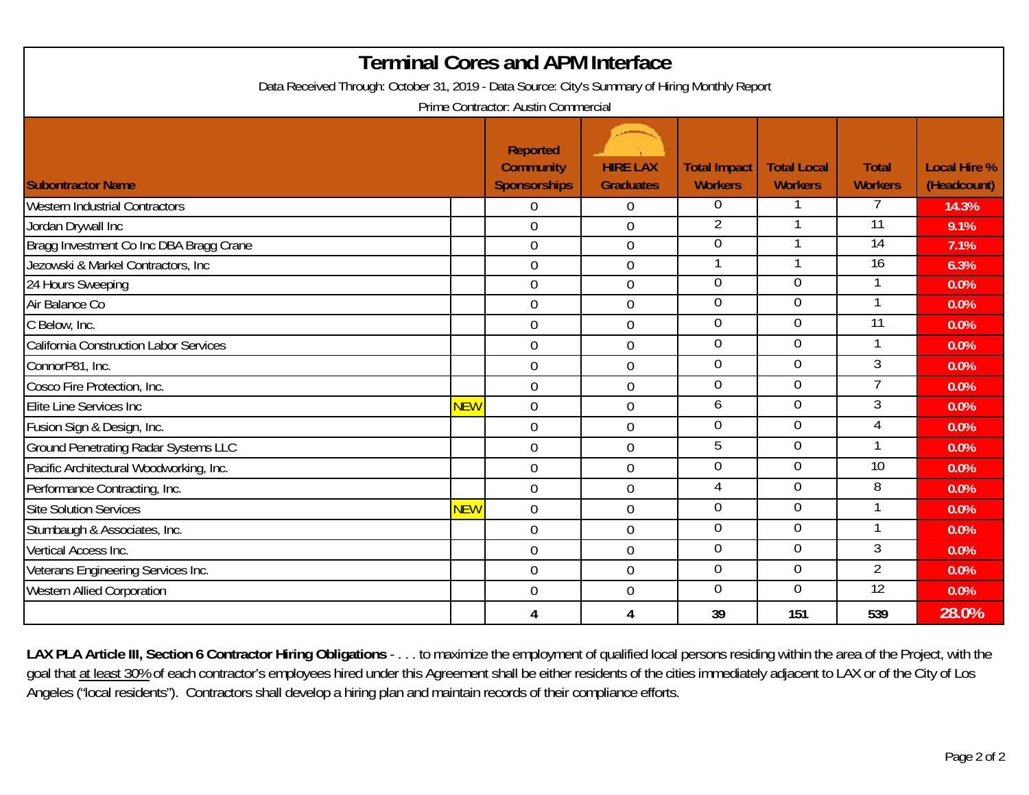# Terminal Cores and APM Interface

Data Received Through: October 31, 2019 - Data Source: City's Summary of Hiring Monthly Report

Prime Contractor: Austin Commercial

| Subcontractor Name | | Reported Community Sponsorships | HIRE LAX Graduates | Total Impact Workers | Total Local Workers | Total Workers | Local Hire % (Headcount) |
|---|---|---|---|---|---|---|---|
| Western Industrial Contractors | | 0 | 0 | 0 | 1 | 7 | 14.3% |
| Jordan Drywall Inc | | 0 | 0 | 2 | 1 | 11 | 9.1% |
| Bragg Investment Co Inc DBA Bragg Crane | | 0 | 0 | 0 | 1 | 14 | 7.1% |
| Jezowski & Markel Contractors, Inc | | 0 | 0 | 1 | 1 | 16 | 6.3% |
| 24 Hours Sweeping | | 0 | 0 | 0 | 0 | 1 | 0.0% |
| Air Balance Co | | 0 | 0 | 0 | 0 | 1 | 0.0% |
| C Below, Inc. | | 0 | 0 | 0 | 0 | 11 | 0.0% |
| California Construction Labor Services | | 0 | 0 | 0 | 0 | 1 | 0.0% |
| ConnorP81, Inc. | | 0 | 0 | 0 | 0 | 3 | 0.0% |
| Cosco Fire Protection, Inc. | | 0 | 0 | 0 | 0 | 7 | 0.0% |
| Elite Line Services Inc | NEW | 0 | 0 | 6 | 0 | 3 | 0.0% |
| Fusion Sign & Design, Inc. | | 0 | 0 | 0 | 0 | 4 | 0.0% |
| Ground Penetrating Radar Systems LLC | | 0 | 0 | 5 | 0 | 1 | 0.0% |
| Pacific Architectural Woodworking, Inc. | | 0 | 0 | 0 | 0 | 10 | 0.0% |
| Performance Contracting, Inc. | | 0 | 0 | 4 | 0 | 8 | 0.0% |
| Site Solution Services | NEW | 0 | 0 | 0 | 0 | 1 | 0.0% |
| Stumbaugh & Associates, Inc. | | 0 | 0 | 0 | 0 | 1 | 0.0% |
| Vertical Access Inc. | | 0 | 0 | 0 | 0 | 3 | 0.0% |
| Veterans Engineering Services Inc. | | 0 | 0 | 0 | 0 | 2 | 0.0% |
| Western Allied Corporation | | 0 | 0 | 0 | 0 | 12 | 0.0% |
| | | **4** | **4** | **39** | **151** | **539** | **28.0%** |

**LAX PLA Article III, Section 6 Contractor Hiring Obligations** - . . . to maximize the employment of qualified local persons residing within the area of the Project, with the goal that at least 30% of each contractor's employees hired under this Agreement shall be either residents of the cities immediately adjacent to LAX or of the City of Los Angeles ("local residents"). Contractors shall develop a hiring plan and maintain records of their compliance efforts.